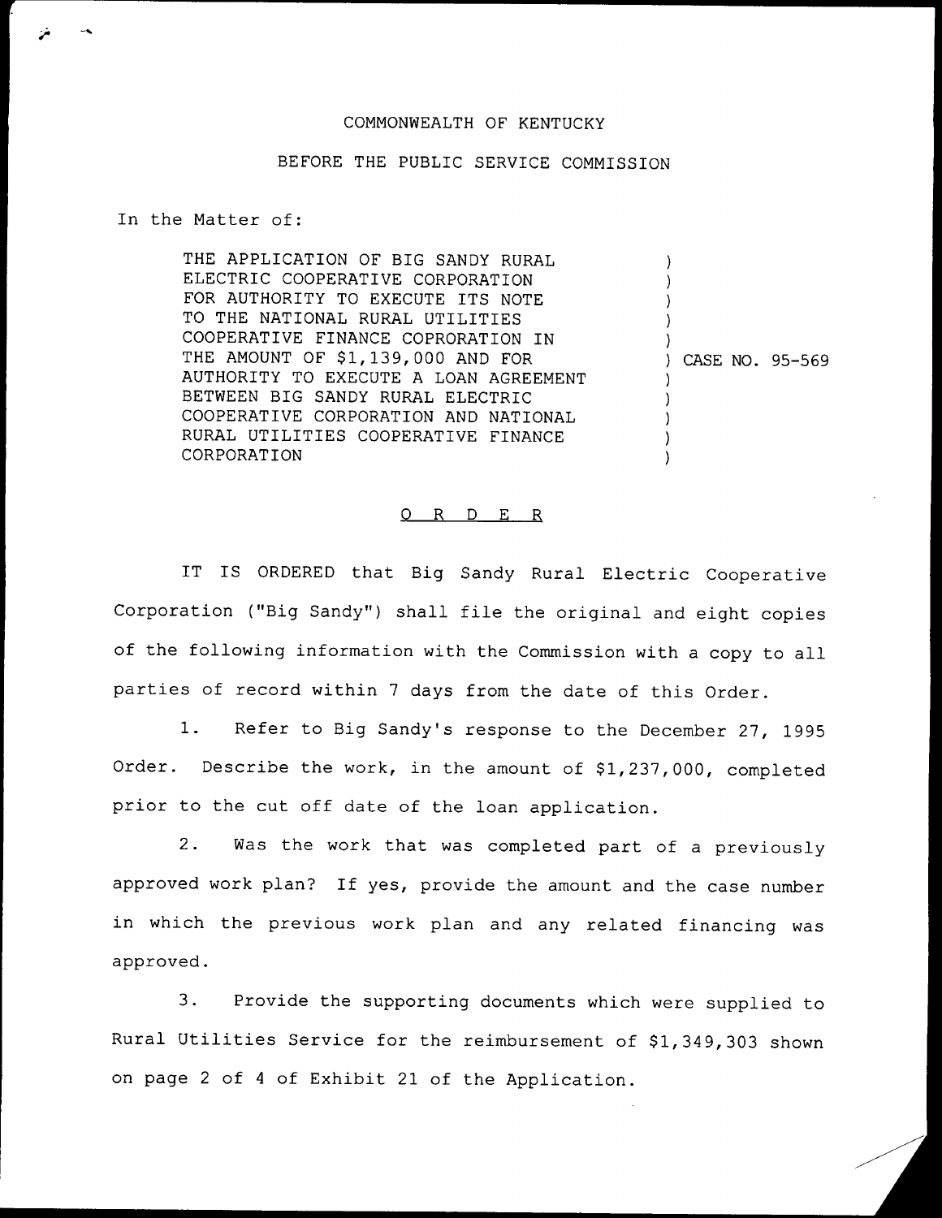COMMONWEALTH OF KENTUCKY

BEFORE THE PUBLIC SERVICE COMMISSION

In the Matter of:

| | |
|---|---|
| THE APPLICATION OF BIG SANDY RURAL ELECTRIC COOPERATIVE CORPORATION FOR AUTHORITY TO EXECUTE ITS NOTE TO THE NATIONAL RURAL UTILITIES COOPERATIVE FINANCE COPRORATION IN THE AMOUNT OF $1,139,000 AND FOR AUTHORITY TO EXECUTE A LOAN AGREEMENT BETWEEN BIG SANDY RURAL ELECTRIC COOPERATIVE CORPORATION AND NATIONAL RURAL UTILITIES COOPERATIVE FINANCE CORPORATION | ) CASE NO. 95-569 |

# O R D E R

IT IS ORDERED that Big Sandy Rural Electric Cooperative Corporation ("Big Sandy") shall file the original and eight copies of the following information with the Commission with a copy to all parties of record within 7 days from the date of this Order.

1. Refer to Big Sandy's response to the December 27, 1995 Order. Describe the work, in the amount of $1,237,000, completed prior to the cut off date of the loan application.

2. Was the work that was completed part of a previously approved work plan? If yes, provide the amount and the case number in which the previous work plan and any related financing was approved.

3. Provide the supporting documents which were supplied to Rural Utilities Service for the reimbursement of $1,349,303 shown on page 2 of 4 of Exhibit 21 of the Application.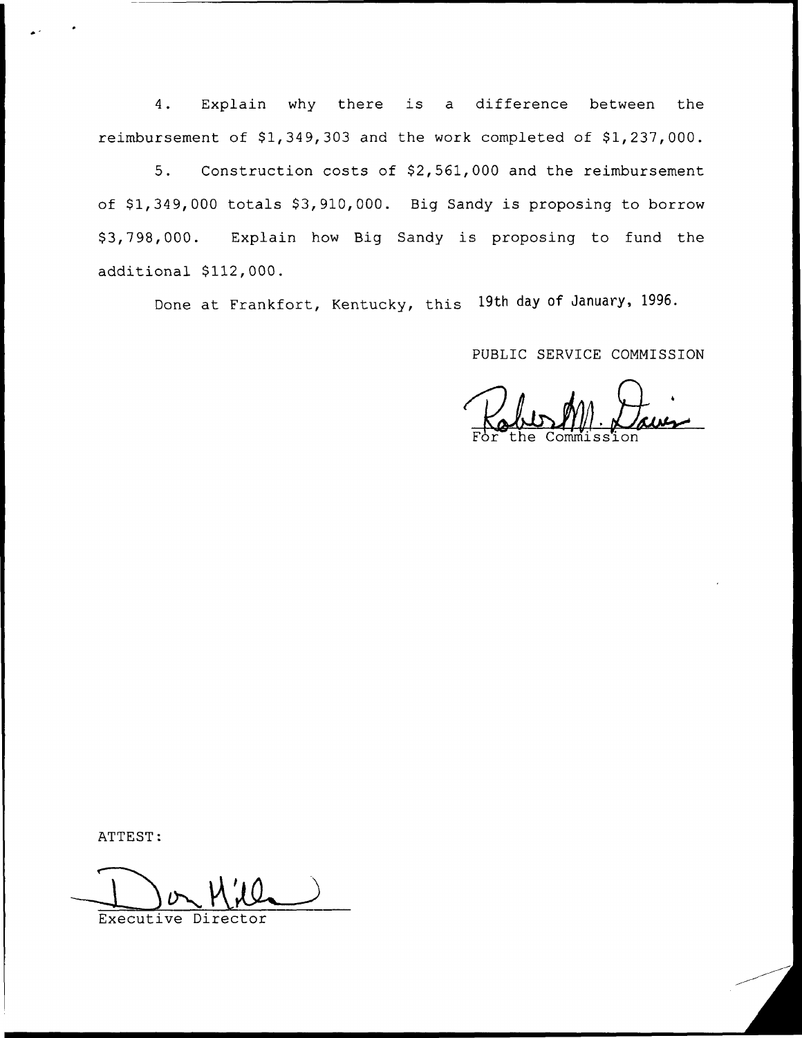4. Explain why there is a difference between the reimbursement of $1,349,303 and the work completed of $1,237,000.

5. Construction costs of $2,561,000 and the reimbursement of $1,349,000 totals $3,910,000. Big Sandy is proposing to borrow $3,798,000. Explain how Big Sandy is proposing to fund the additional $112,000.

Done at Frankfort, Kentucky, this 19th day of January, 1996.

PUBLIC SERVICE COMMISSION

For the Commission

ATTEST:

Executive Director